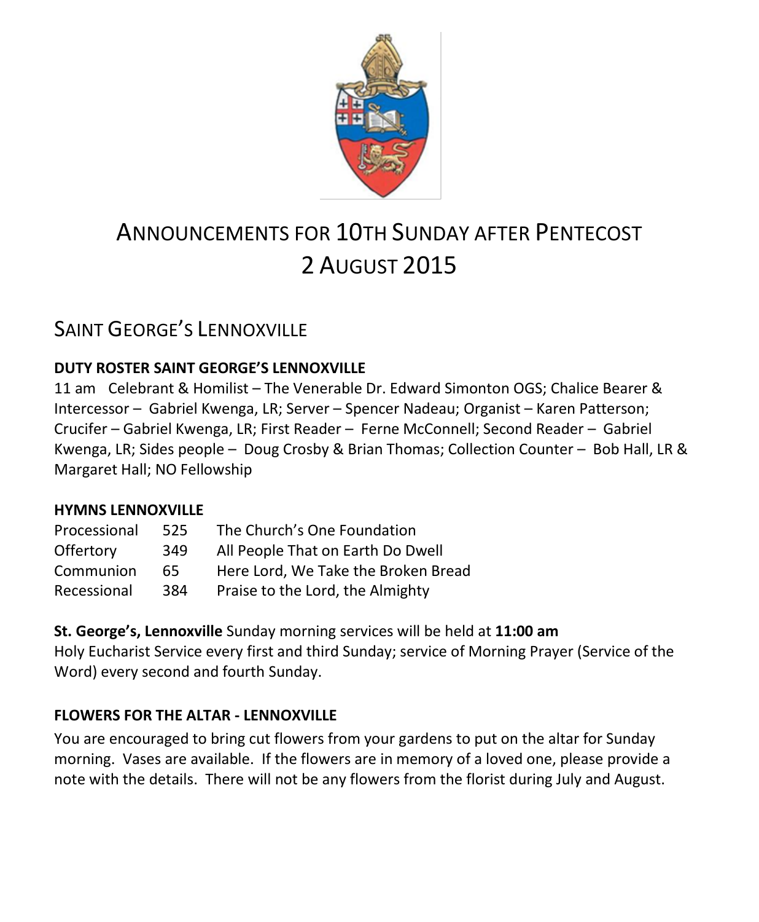# ANNOUNCEMENTS FOR 10TH SUNDAY AFTER PENTECOST 2 AUGUST 2015

## SAINT GEORGE'S LENNOXVILLE

**DUTY ROSTER SAINT GEORGE'S LENNOXVILLE**

11 am Celebrant & Homilist – The Venerable Dr. Edward Simonton OGS; Chalice Bearer & Intercessor – Gabriel Kwenga, LR; Server – Spencer Nadeau; Organist – Karen Patterson; Crucifer – Gabriel Kwenga, LR; First Reader – Ferne McConnell; Second Reader – Gabriel Kwenga, LR; Sides people – Doug Crosby & Brian Thomas; Collection Counter – Bob Hall, LR & Margaret Hall; NO Fellowship

**HYMNS LENNOXVILLE**

| | | |
|---|---|---|
| Processional | 525 | The Church's One Foundation |
| Offertory | 349 | All People That on Earth Do Dwell |
| Communion | 65 | Here Lord, We Take the Broken Bread |
| Recessional | 384 | Praise to the Lord, the Almighty |

**St. George's, Lennoxville** Sunday morning services will be held at **11:00 am**
Holy Eucharist Service every first and third Sunday; service of Morning Prayer (Service of the Word) every second and fourth Sunday.

**FLOWERS FOR THE ALTAR - LENNOXVILLE**

You are encouraged to bring cut flowers from your gardens to put on the altar for Sunday morning. Vases are available. If the flowers are in memory of a loved one, please provide a note with the details. There will not be any flowers from the florist during July and August.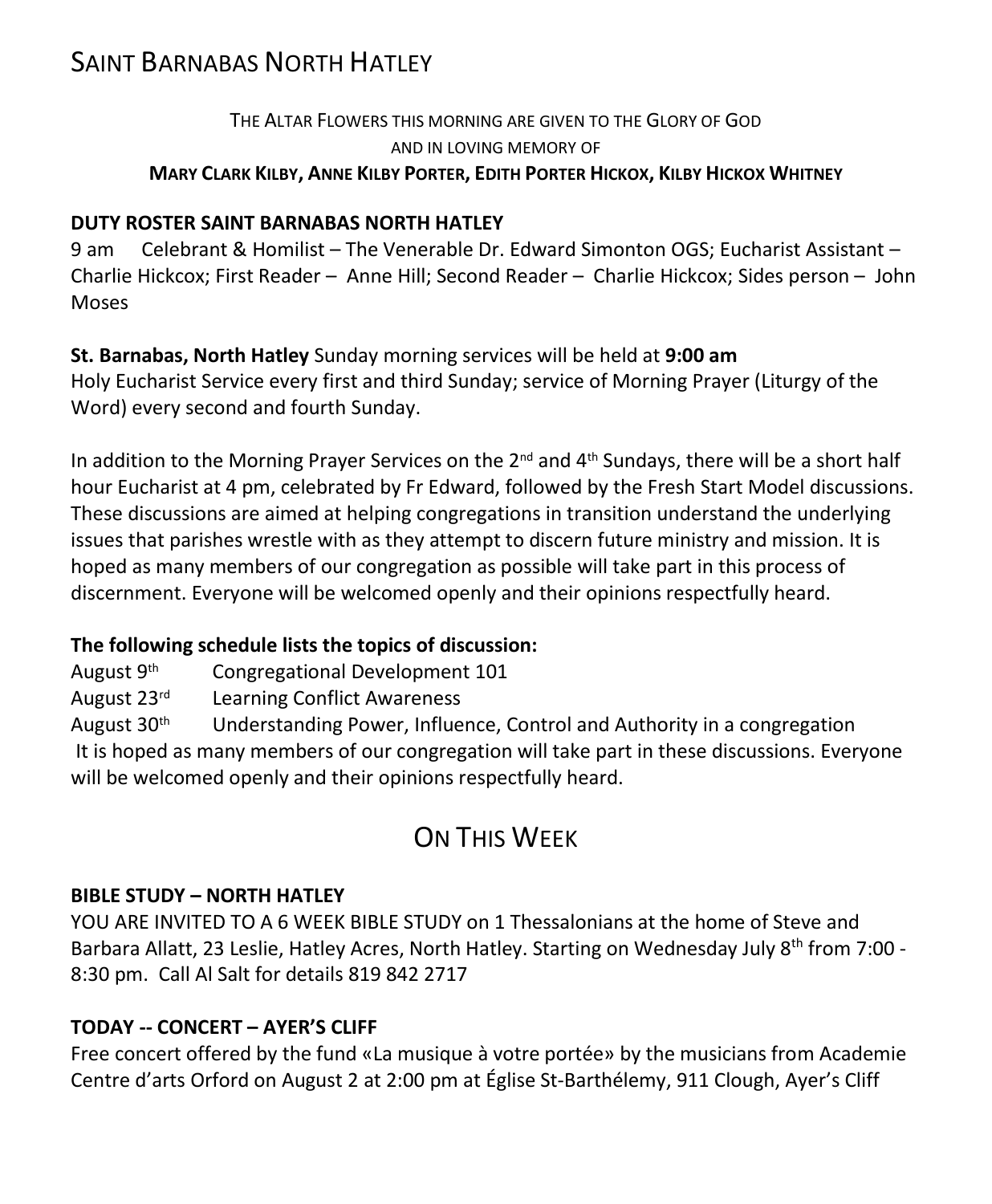# Saint Barnabas North Hatley

The Altar Flowers this morning are given to the Glory of God
and in loving memory of
**Mary Clark Kilby, Anne Kilby Porter, Edith Porter Hickox, Kilby Hickox Whitney**

**DUTY ROSTER SAINT BARNABAS NORTH HATLEY**
9 am Celebrant & Homilist – The Venerable Dr. Edward Simonton OGS; Eucharist Assistant – Charlie Hickcox; First Reader – Anne Hill; Second Reader – Charlie Hickcox; Sides person – John Moses

**St. Barnabas, North Hatley** Sunday morning services will be held at **9:00 am**
Holy Eucharist Service every first and third Sunday; service of Morning Prayer (Liturgy of the Word) every second and fourth Sunday.

In addition to the Morning Prayer Services on the 2nd and 4th Sundays, there will be a short half hour Eucharist at 4 pm, celebrated by Fr Edward, followed by the Fresh Start Model discussions. These discussions are aimed at helping congregations in transition understand the underlying issues that parishes wrestle with as they attempt to discern future ministry and mission. It is hoped as many members of our congregation as possible will take part in this process of discernment. Everyone will be welcomed openly and their opinions respectfully heard.

**The following schedule lists the topics of discussion:**
August 9th Congregational Development 101
August 23rd Learning Conflict Awareness
August 30th Understanding Power, Influence, Control and Authority in a congregation
It is hoped as many members of our congregation will take part in these discussions. Everyone will be welcomed openly and their opinions respectfully heard.

## On This Week

**BIBLE STUDY – NORTH HATLEY**
YOU ARE INVITED TO A 6 WEEK BIBLE STUDY on 1 Thessalonians at the home of Steve and Barbara Allatt, 23 Leslie, Hatley Acres, North Hatley. Starting on Wednesday July 8th from 7:00 - 8:30 pm. Call Al Salt for details 819 842 2717

**TODAY -- CONCERT – AYER'S CLIFF**
Free concert offered by the fund «La musique à votre portée» by the musicians from Academie Centre d'arts Orford on August 2 at 2:00 pm at Église St-Barthélemy, 911 Clough, Ayer's Cliff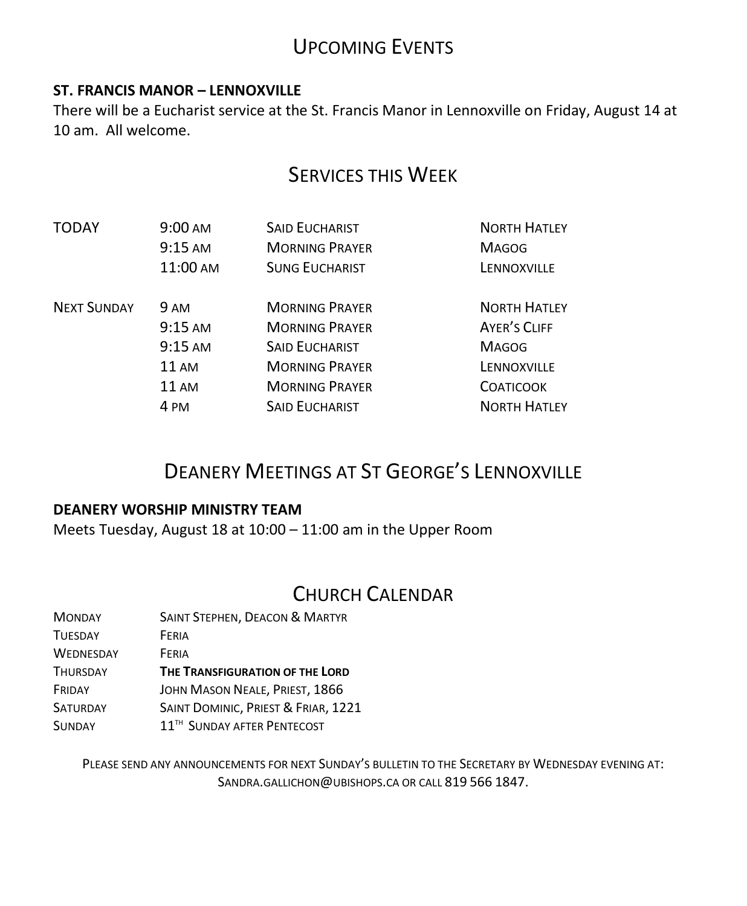# Upcoming Events

**ST. FRANCIS MANOR – LENNOXVILLE**

There will be a Eucharist service at the St. Francis Manor in Lennoxville on Friday, August 14 at 10 am. All welcome.

# Services this Week

| | | | |
|---|---|---|---|
| TODAY | 9:00 AM | SAID EUCHARIST | NORTH HATLEY |
| | 9:15 AM | MORNING PRAYER | MAGOG |
| | 11:00 AM | SUNG EUCHARIST | LENNOXVILLE |
| NEXT SUNDAY | 9 AM | MORNING PRAYER | NORTH HATLEY |
| | 9:15 AM | MORNING PRAYER | AYER'S CLIFF |
| | 9:15 AM | SAID EUCHARIST | MAGOG |
| | 11 AM | MORNING PRAYER | LENNOXVILLE |
| | 11 AM | MORNING PRAYER | COATICOOK |
| | 4 PM | SAID EUCHARIST | NORTH HATLEY |

# Deanery Meetings at St George's Lennoxville

**DEANERY WORSHIP MINISTRY TEAM**

Meets Tuesday, August 18 at 10:00 – 11:00 am in the Upper Room

# Church Calendar

| | |
|---|---|
| MONDAY | SAINT STEPHEN, DEACON & MARTYR |
| TUESDAY | FERIA |
| WEDNESDAY | FERIA |
| THURSDAY | **THE TRANSFIGURATION OF THE LORD** |
| FRIDAY | JOHN MASON NEALE, PRIEST, 1866 |
| SATURDAY | SAINT DOMINIC, PRIEST & FRIAR, 1221 |
| SUNDAY | 11TH SUNDAY AFTER PENTECOST |

PLEASE SEND ANY ANNOUNCEMENTS FOR NEXT SUNDAY'S BULLETIN TO THE SECRETARY BY WEDNESDAY EVENING AT: SANDRA.GALLICHON@UBISHOPS.CA OR CALL 819 566 1847.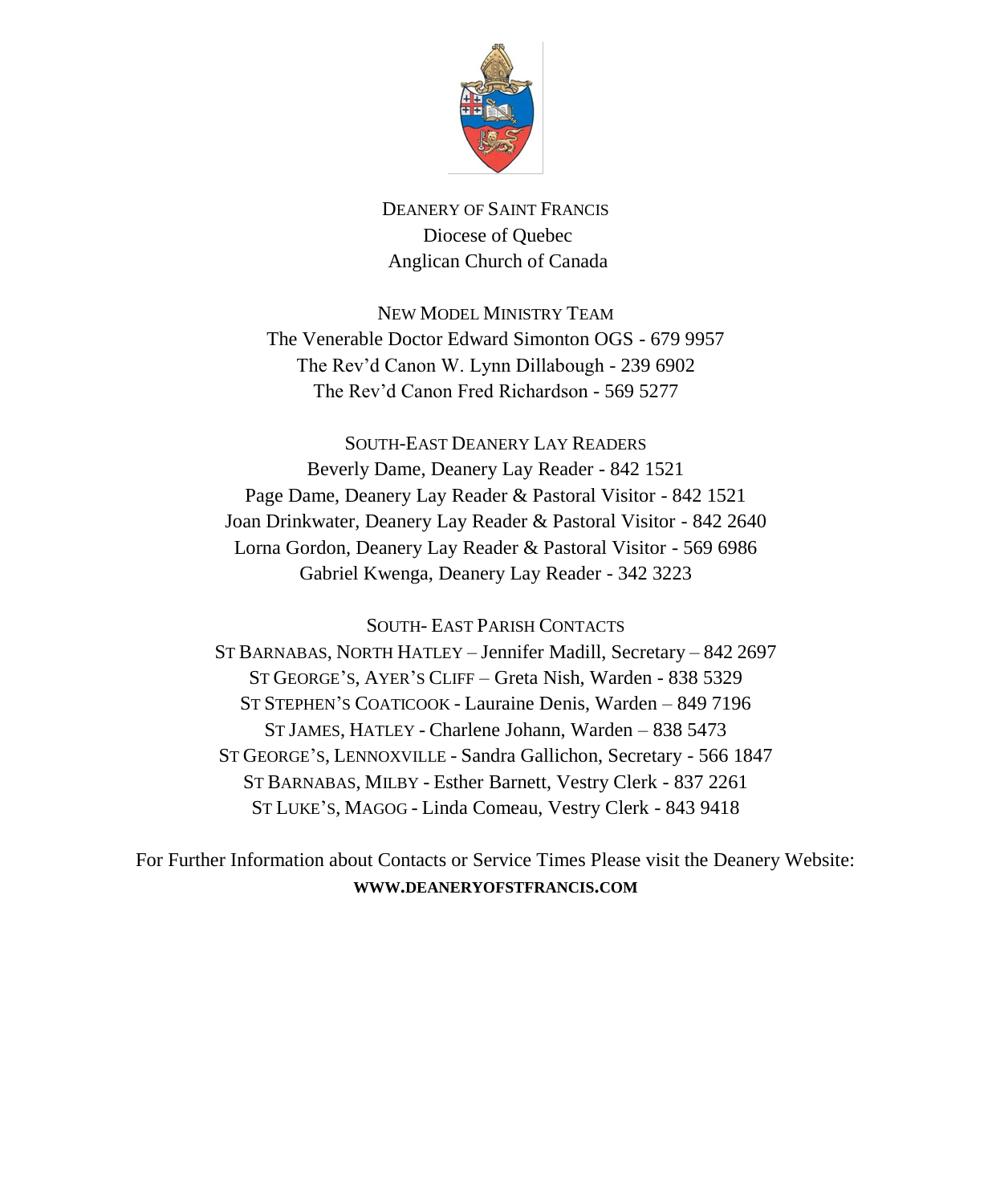DEANERY OF SAINT FRANCIS
Diocese of Quebec
Anglican Church of Canada

NEW MODEL MINISTRY TEAM
The Venerable Doctor Edward Simonton OGS - 679 9957
The Rev'd Canon W. Lynn Dillabough - 239 6902
The Rev'd Canon Fred Richardson - 569 5277

SOUTH-EAST DEANERY LAY READERS
Beverly Dame, Deanery Lay Reader - 842 1521
Page Dame, Deanery Lay Reader & Pastoral Visitor - 842 1521
Joan Drinkwater, Deanery Lay Reader & Pastoral Visitor - 842 2640
Lorna Gordon, Deanery Lay Reader & Pastoral Visitor - 569 6986
Gabriel Kwenga, Deanery Lay Reader - 342 3223

SOUTH- EAST PARISH CONTACTS
ST BARNABAS, NORTH HATLEY – Jennifer Madill, Secretary – 842 2697
ST GEORGE'S, AYER'S CLIFF – Greta Nish, Warden - 838 5329
ST STEPHEN'S COATICOOK - Lauraine Denis, Warden – 849 7196
ST JAMES, HATLEY - Charlene Johann, Warden – 838 5473
ST GEORGE'S, LENNOXVILLE - Sandra Gallichon, Secretary - 566 1847
ST BARNABAS, MILBY - Esther Barnett, Vestry Clerk - 837 2261
ST LUKE'S, MAGOG - Linda Comeau, Vestry Clerk - 843 9418

For Further Information about Contacts or Service Times Please visit the Deanery Website:
**WWW.DEANERYOFSTFRANCIS.COM**